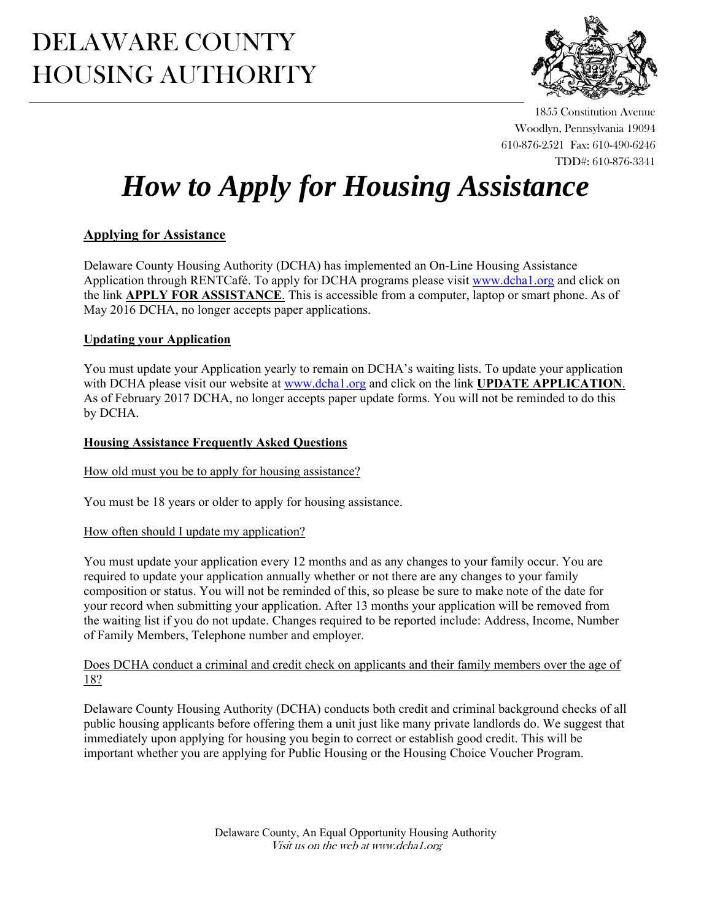# DELAWARE COUNTY HOUSING AUTHORITY

1855 Constitution Avenue
Woodlyn, Pennsylvania 19094
610-876-2521 Fax: 610-490-6246
TDD#: 610-876-3341

# *How to Apply for Housing Assistance*

## Applying for Assistance

Delaware County Housing Authority (DCHA) has implemented an On-Line Housing Assistance Application through RENTCafé. To apply for DCHA programs please visit www.dcha1.org and click on the link **APPLY FOR ASSISTANCE**. This is accessible from a computer, laptop or smart phone. As of May 2016 DCHA, no longer accepts paper applications.

## Updating your Application

You must update your Application yearly to remain on DCHA's waiting lists. To update your application with DCHA please visit our website at www.dcha1.org and click on the link **UPDATE APPLICATION**. As of February 2017 DCHA, no longer accepts paper update forms. You will not be reminded to do this by DCHA.

## Housing Assistance Frequently Asked Questions

How old must you be to apply for housing assistance?

You must be 18 years or older to apply for housing assistance.

How often should I update my application?

You must update your application every 12 months and as any changes to your family occur. You are required to update your application annually whether or not there are any changes to your family composition or status. You will not be reminded of this, so please be sure to make note of the date for your record when submitting your application. After 13 months your application will be removed from the waiting list if you do not update. Changes required to be reported include: Address, Income, Number of Family Members, Telephone number and employer.

Does DCHA conduct a criminal and credit check on applicants and their family members over the age of 18?

Delaware County Housing Authority (DCHA) conducts both credit and criminal background checks of all public housing applicants before offering them a unit just like many private landlords do. We suggest that immediately upon applying for housing you begin to correct or establish good credit. This will be important whether you are applying for Public Housing or the Housing Choice Voucher Program.

Delaware County, An Equal Opportunity Housing Authority
*Visit us on the web at www.dcha1.org*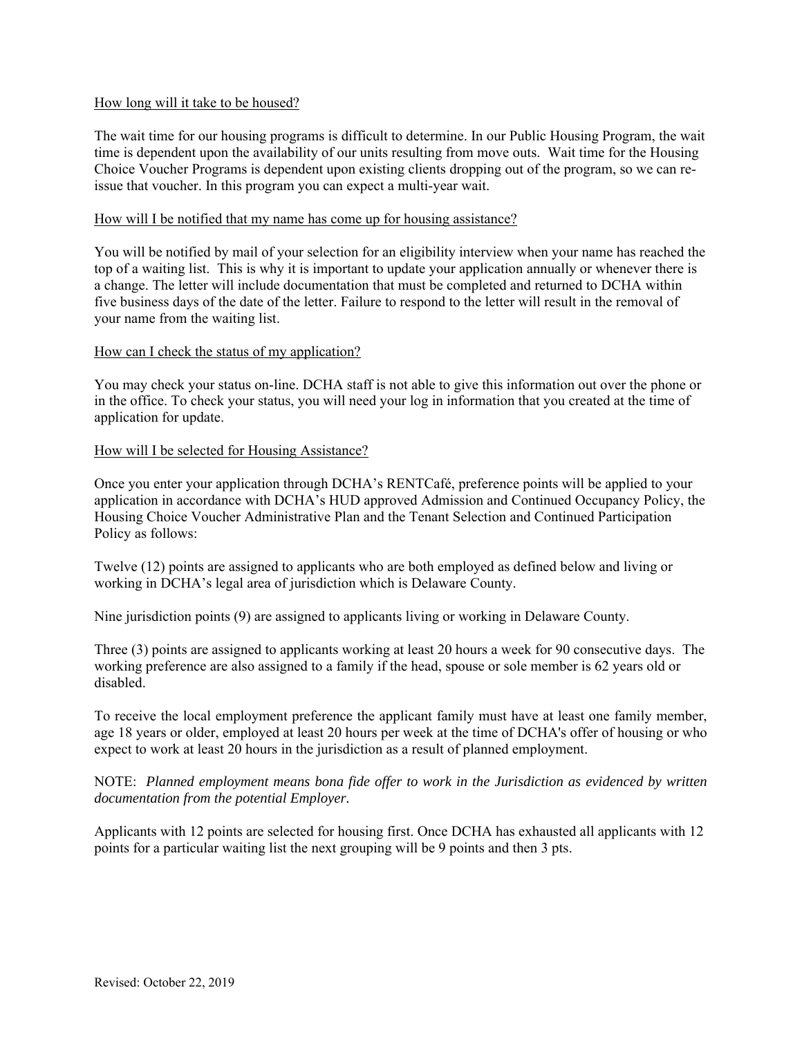## How long will it take to be housed?

The wait time for our housing programs is difficult to determine. In our Public Housing Program, the wait time is dependent upon the availability of our units resulting from move outs. Wait time for the Housing Choice Voucher Programs is dependent upon existing clients dropping out of the program, so we can re-issue that voucher. In this program you can expect a multi-year wait.

## How will I be notified that my name has come up for housing assistance?

You will be notified by mail of your selection for an eligibility interview when your name has reached the top of a waiting list. This is why it is important to update your application annually or whenever there is a change. The letter will include documentation that must be completed and returned to DCHA within five business days of the date of the letter. Failure to respond to the letter will result in the removal of your name from the waiting list.

## How can I check the status of my application?

You may check your status on-line. DCHA staff is not able to give this information out over the phone or in the office. To check your status, you will need your log in information that you created at the time of application for update.

## How will I be selected for Housing Assistance?

Once you enter your application through DCHA's RENTCafé, preference points will be applied to your application in accordance with DCHA's HUD approved Admission and Continued Occupancy Policy, the Housing Choice Voucher Administrative Plan and the Tenant Selection and Continued Participation Policy as follows:

Twelve (12) points are assigned to applicants who are both employed as defined below and living or working in DCHA's legal area of jurisdiction which is Delaware County.

Nine jurisdiction points (9) are assigned to applicants living or working in Delaware County.

Three (3) points are assigned to applicants working at least 20 hours a week for 90 consecutive days. The working preference are also assigned to a family if the head, spouse or sole member is 62 years old or disabled.

To receive the local employment preference the applicant family must have at least one family member, age 18 years or older, employed at least 20 hours per week at the time of DCHA's offer of housing or who expect to work at least 20 hours in the jurisdiction as a result of planned employment.

NOTE: *Planned employment means bona fide offer to work in the Jurisdiction as evidenced by written documentation from the potential Employer.*

Applicants with 12 points are selected for housing first. Once DCHA has exhausted all applicants with 12 points for a particular waiting list the next grouping will be 9 points and then 3 pts.

Revised: October 22, 2019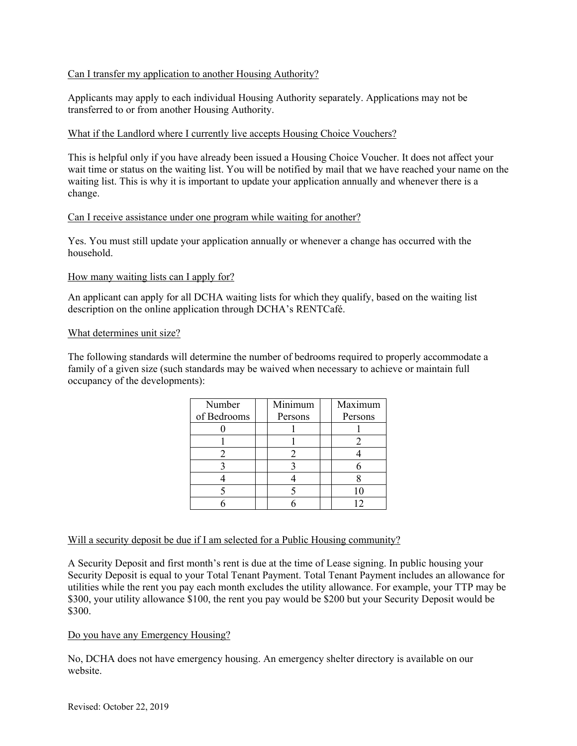## Can I transfer my application to another Housing Authority?

Applicants may apply to each individual Housing Authority separately. Applications may not be transferred to or from another Housing Authority.

## What if the Landlord where I currently live accepts Housing Choice Vouchers?

This is helpful only if you have already been issued a Housing Choice Voucher. It does not affect your wait time or status on the waiting list. You will be notified by mail that we have reached your name on the waiting list. This is why it is important to update your application annually and whenever there is a change.

## Can I receive assistance under one program while waiting for another?

Yes. You must still update your application annually or whenever a change has occurred with the household.

## How many waiting lists can I apply for?

An applicant can apply for all DCHA waiting lists for which they qualify, based on the waiting list description on the online application through DCHA's RENTCafé.

## What determines unit size?

The following standards will determine the number of bedrooms required to properly accommodate a family of a given size (such standards may be waived when necessary to achieve or maintain full occupancy of the developments):

| Number of Bedrooms | Minimum Persons | Maximum Persons |
|---|---|---|
| 0 | 1 | 1 |
| 1 | 1 | 2 |
| 2 | 2 | 4 |
| 3 | 3 | 6 |
| 4 | 4 | 8 |
| 5 | 5 | 10 |
| 6 | 6 | 12 |

## Will a security deposit be due if I am selected for a Public Housing community?

A Security Deposit and first month's rent is due at the time of Lease signing. In public housing your Security Deposit is equal to your Total Tenant Payment. Total Tenant Payment includes an allowance for utilities while the rent you pay each month excludes the utility allowance. For example, your TTP may be $300, your utility allowance $100, the rent you pay would be $200 but your Security Deposit would be $300.

## Do you have any Emergency Housing?

No, DCHA does not have emergency housing. An emergency shelter directory is available on our website.